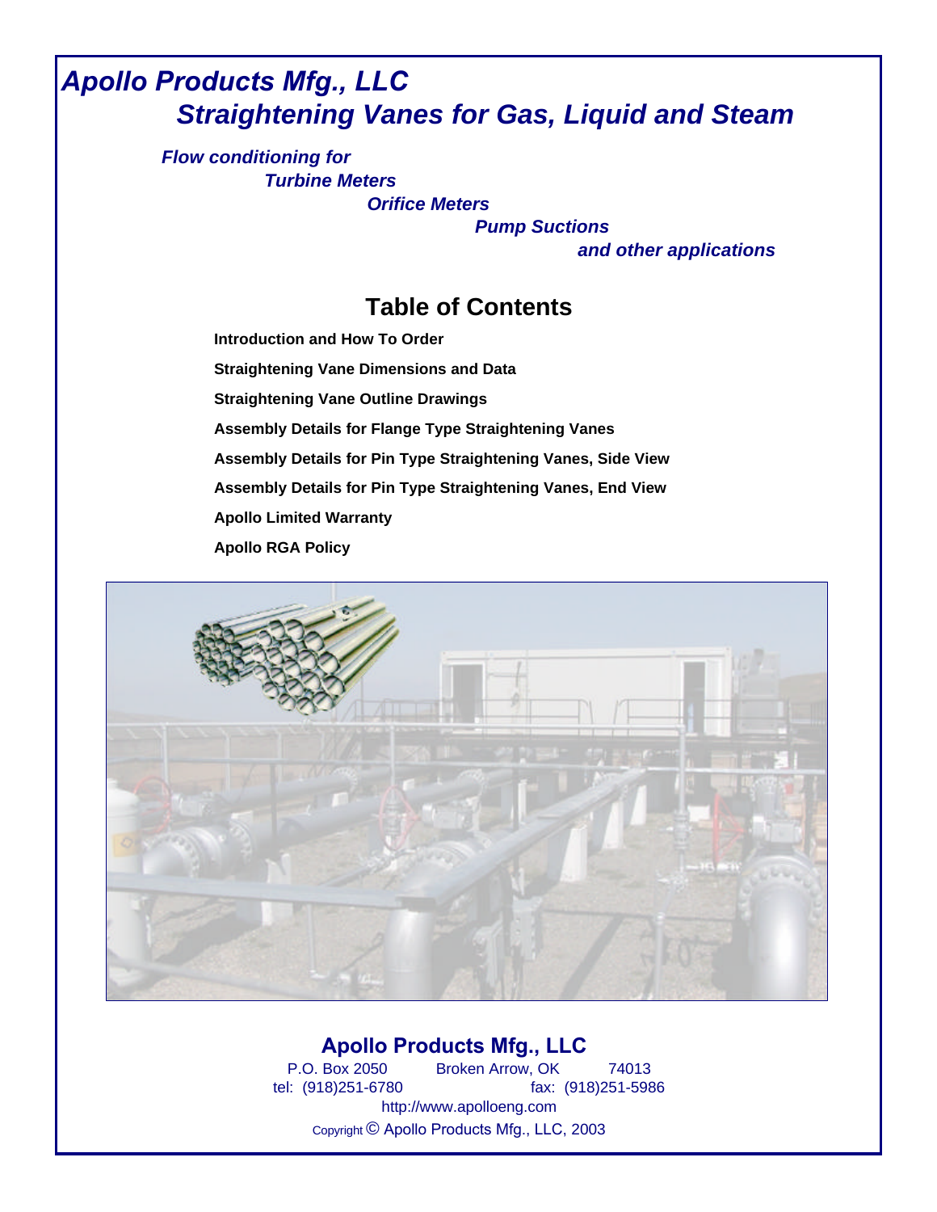# Apollo Products Mfg., LLC

## Straightening Vanes for Gas, Liquid and Steam

***Flow conditioning for***
***Turbine Meters***
***Orifice Meters***
***Pump Suctions***
***and other applications***

## Table of Contents

**Introduction and How To Order**

**Straightening Vane Dimensions and Data**

**Straightening Vane Outline Drawings**

**Assembly Details for Flange Type Straightening Vanes**

**Assembly Details for Pin Type Straightening Vanes, Side View**

**Assembly Details for Pin Type Straightening Vanes, End View**

**Apollo Limited Warranty**

**Apollo RGA Policy**

**Apollo Products Mfg., LLC**

P.O. Box 2050 Broken Arrow, OK 74013
tel: (918)251-6780 fax: (918)251-5986
http://www.apolloeng.com
Copyright © Apollo Products Mfg., LLC, 2003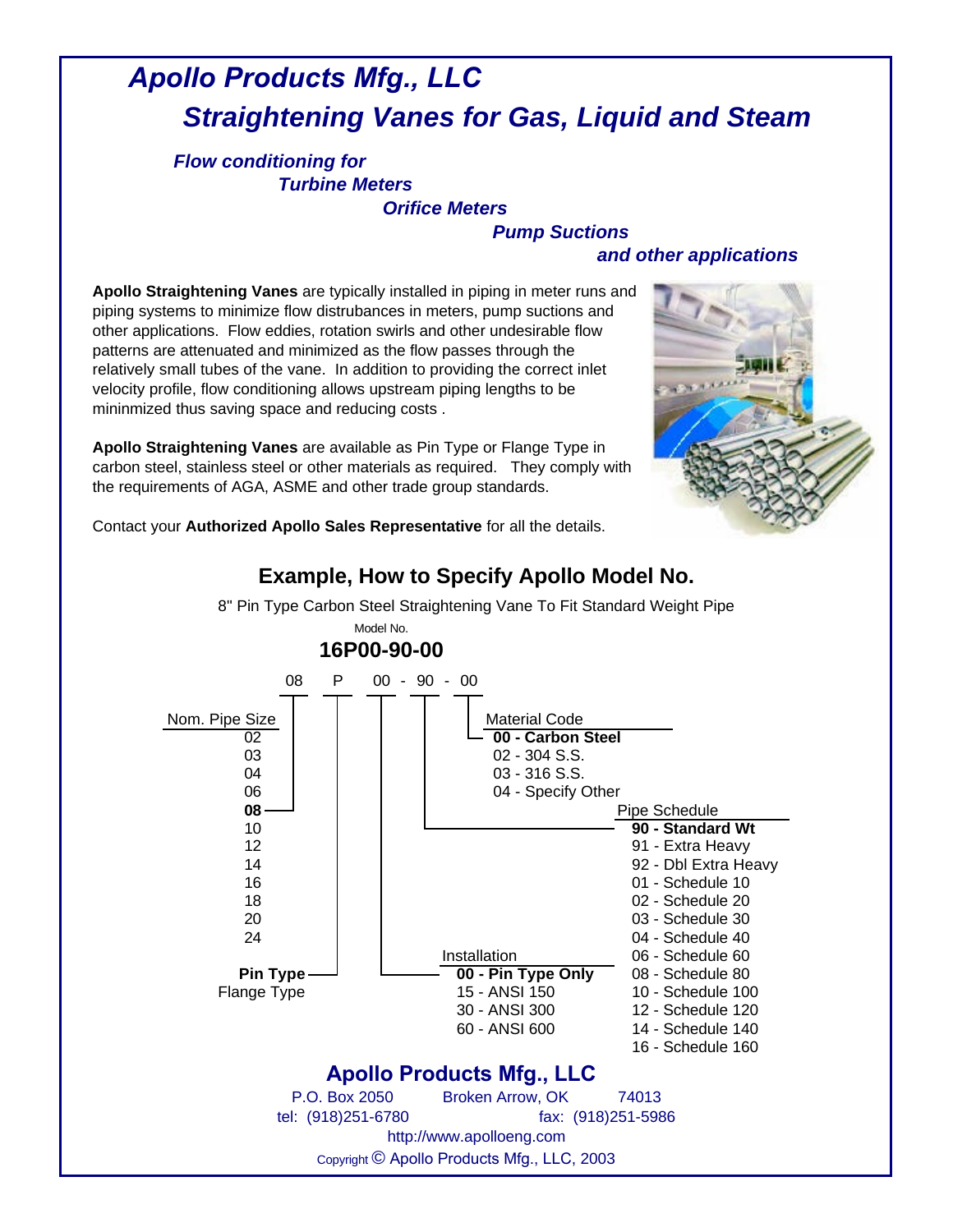# *Apollo Products Mfg., LLC*

## *Straightening Vanes for Gas, Liquid and Steam*

***Flow conditioning for***
***Turbine Meters***
***Orifice Meters***
***Pump Suctions***
***and other applications***

**Apollo Straightening Vanes** are typically installed in piping in meter runs and piping systems to minimize flow distrubances in meters, pump suctions and other applications. Flow eddies, rotation swirls and other undesirable flow patterns are attenuated and minimized as the flow passes through the relatively small tubes of the vane. In addition to providing the correct inlet velocity profile, flow conditioning allows upstream piping lengths to be mininmized thus saving space and reducing costs .

**Apollo Straightening Vanes** are available as Pin Type or Flange Type in carbon steel, stainless steel or other materials as required. They comply with the requirements of AGA, ASME and other trade group standards.

Contact your **Authorized Apollo Sales Representative** for all the details.

## Example, How to Specify Apollo Model No.

8" Pin Type Carbon Steel Straightening Vane To Fit Standard Weight Pipe

Model No.

**16P00-90-00**

08 P 00 - 90 - 00

| Nom. Pipe Size | Type | Installation | Pipe Schedule | Material Code |
|---|---|---|---|---|
| 02 | **Pin Type** | **00 - Pin Type Only** | **90 - Standard Wt** | **00 - Carbon Steel** |
| 03 | Flange Type | 15 - ANSI 150 | 91 - Extra Heavy | 02 - 304 S.S. |
| 04 | | 30 - ANSI 300 | 92 - Dbl Extra Heavy | 03 - 316 S.S. |
| 06 | | 60 - ANSI 600 | 01 - Schedule 10 | 04 - Specify Other |
| **08** | | | 02 - Schedule 20 | |
| 10 | | | 03 - Schedule 30 | |
| 12 | | | 04 - Schedule 40 | |
| 14 | | | 06 - Schedule 60 | |
| 16 | | | 08 - Schedule 80 | |
| 18 | | | 10 - Schedule 100 | |
| 20 | | | 12 - Schedule 120 | |
| 24 | | | 14 - Schedule 140 | |
| | | | 16 - Schedule 160 | |

### Apollo Products Mfg., LLC

P.O. Box 2050 Broken Arrow, OK 74013
tel: (918)251-6780 fax: (918)251-5986
http://www.apolloeng.com
Copyright © Apollo Products Mfg., LLC, 2003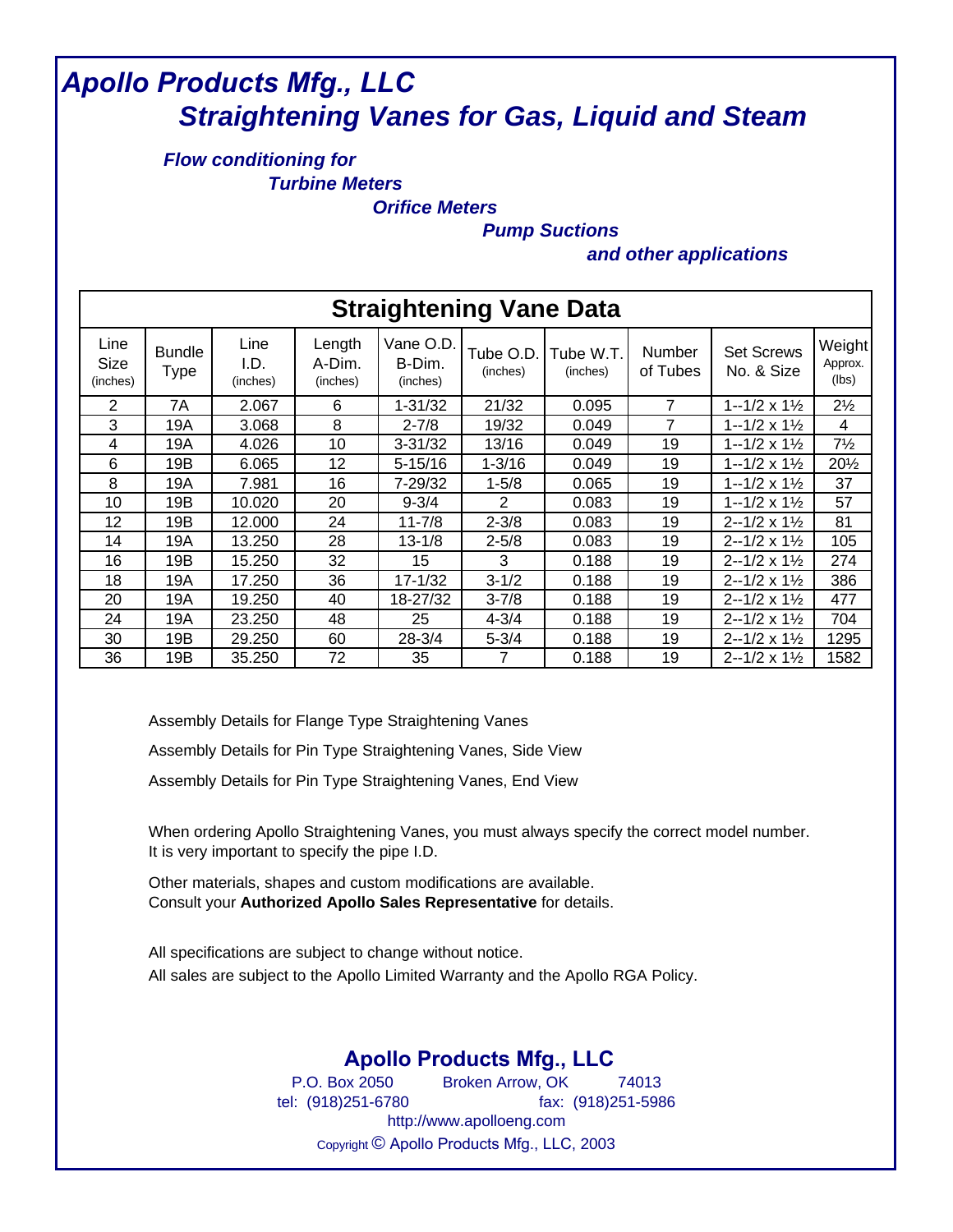# *Apollo Products Mfg., LLC*

## *Straightening Vanes for Gas, Liquid and Steam*

***Flow conditioning for***
***Turbine Meters***
***Orifice Meters***
***Pump Suctions***
***and other applications***

**Straightening Vane Data**

| Line Size (inches) | Bundle Type | Line I.D. (inches) | Length A-Dim. (inches) | Vane O.D. B-Dim. (inches) | Tube O.D. (inches) | Tube W.T. (inches) | Number of Tubes | Set Screws No. & Size | Weight Approx. (lbs) |
|---|---|---|---|---|---|---|---|---|---|
| 2 | 7A | 2.067 | 6 | 1-31/32 | 21/32 | 0.095 | 7 | 1--1/2 x 1½ | 2½ |
| 3 | 19A | 3.068 | 8 | 2-7/8 | 19/32 | 0.049 | 7 | 1--1/2 x 1½ | 4 |
| 4 | 19A | 4.026 | 10 | 3-31/32 | 13/16 | 0.049 | 19 | 1--1/2 x 1½ | 7½ |
| 6 | 19B | 6.065 | 12 | 5-15/16 | 1-3/16 | 0.049 | 19 | 1--1/2 x 1½ | 20½ |
| 8 | 19A | 7.981 | 16 | 7-29/32 | 1-5/8 | 0.065 | 19 | 1--1/2 x 1½ | 37 |
| 10 | 19B | 10.020 | 20 | 9-3/4 | 2 | 0.083 | 19 | 1--1/2 x 1½ | 57 |
| 12 | 19B | 12.000 | 24 | 11-7/8 | 2-3/8 | 0.083 | 19 | 2--1/2 x 1½ | 81 |
| 14 | 19A | 13.250 | 28 | 13-1/8 | 2-5/8 | 0.083 | 19 | 2--1/2 x 1½ | 105 |
| 16 | 19B | 15.250 | 32 | 15 | 3 | 0.188 | 19 | 2--1/2 x 1½ | 274 |
| 18 | 19A | 17.250 | 36 | 17-1/32 | 3-1/2 | 0.188 | 19 | 2--1/2 x 1½ | 386 |
| 20 | 19A | 19.250 | 40 | 18-27/32 | 3-7/8 | 0.188 | 19 | 2--1/2 x 1½ | 477 |
| 24 | 19A | 23.250 | 48 | 25 | 4-3/4 | 0.188 | 19 | 2--1/2 x 1½ | 704 |
| 30 | 19B | 29.250 | 60 | 28-3/4 | 5-3/4 | 0.188 | 19 | 2--1/2 x 1½ | 1295 |
| 36 | 19B | 35.250 | 72 | 35 | 7 | 0.188 | 19 | 2--1/2 x 1½ | 1582 |

Assembly Details for Flange Type Straightening Vanes

Assembly Details for Pin Type Straightening Vanes, Side View

Assembly Details for Pin Type Straightening Vanes, End View

When ordering Apollo Straightening Vanes, you must always specify the correct model number.
It is very important to specify the pipe I.D.

Other materials, shapes and custom modifications are available.
Consult your **Authorized Apollo Sales Representative** for details.

All specifications are subject to change without notice.
All sales are subject to the Apollo Limited Warranty and the Apollo RGA Policy.

**Apollo Products Mfg., LLC**
P.O. Box 2050 Broken Arrow, OK 74013
tel: (918)251-6780 fax: (918)251-5986
http://www.apolloeng.com
Copyright © Apollo Products Mfg., LLC, 2003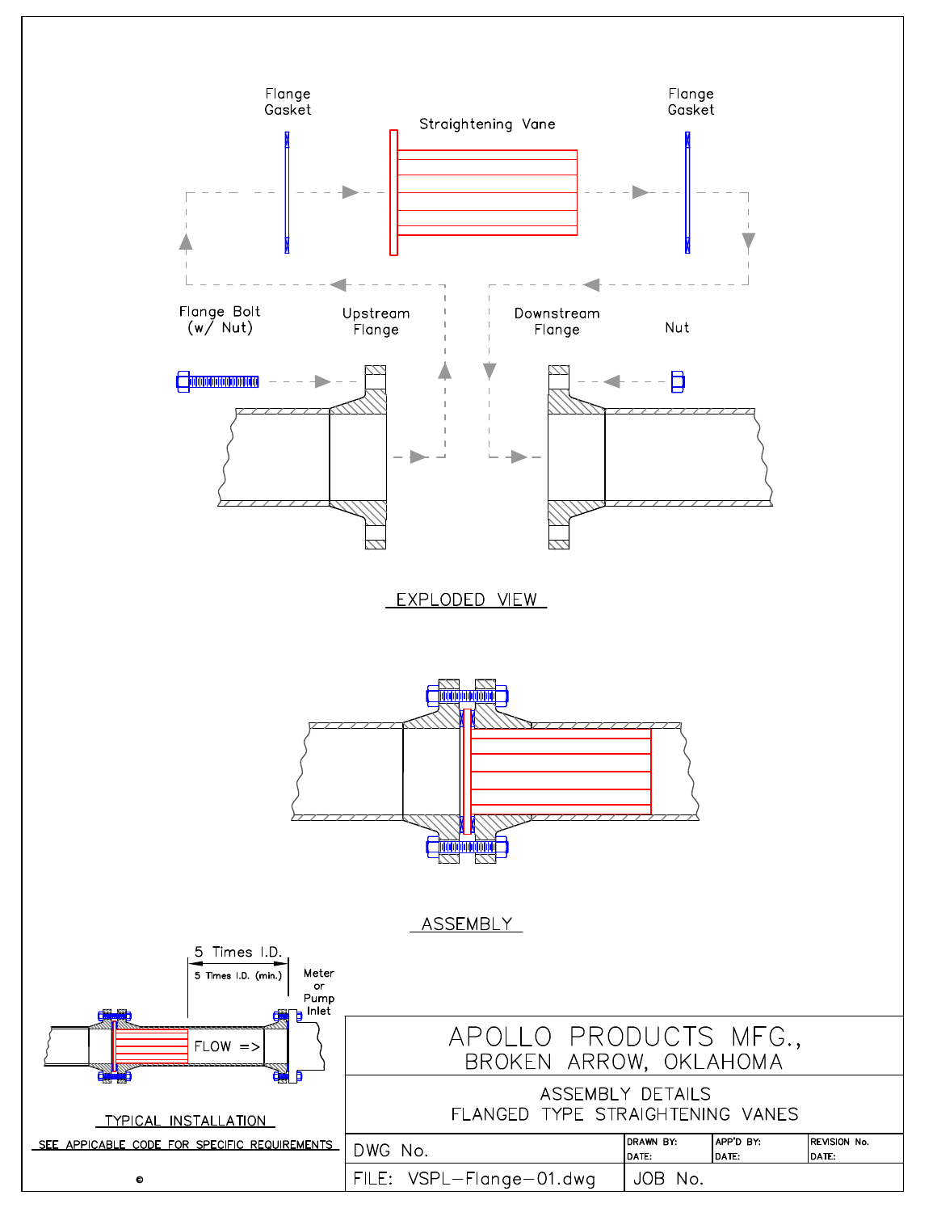Flange Gasket

Straightening Vane

Flange Gasket

Flange Bolt (w/ Nut)

Upstream Flange

Downstream Flange

Nut

EXPLODED VIEW

ASSEMBLY

5 Times I.D.

5 Times I.D. (min.)

Meter or Pump Inlet

FLOW =>

TYPICAL INSTALLATION

SEE APPICABLE CODE FOR SPECIFIC REQUIREMENTS

©

| APOLLO PRODUCTS MFG., BROKEN ARROW, OKLAHOMA | | | |
|---|---|---|---|
| ASSEMBLY DETAILS FLANGED TYPE STRAIGHTENING VANES | | | |
| DWG No. | DRAWN BY: DATE: | APP'D BY: DATE: | REVISION No. DATE: |
| FILE: VSPL–Flange–01.dwg | JOB No. | | |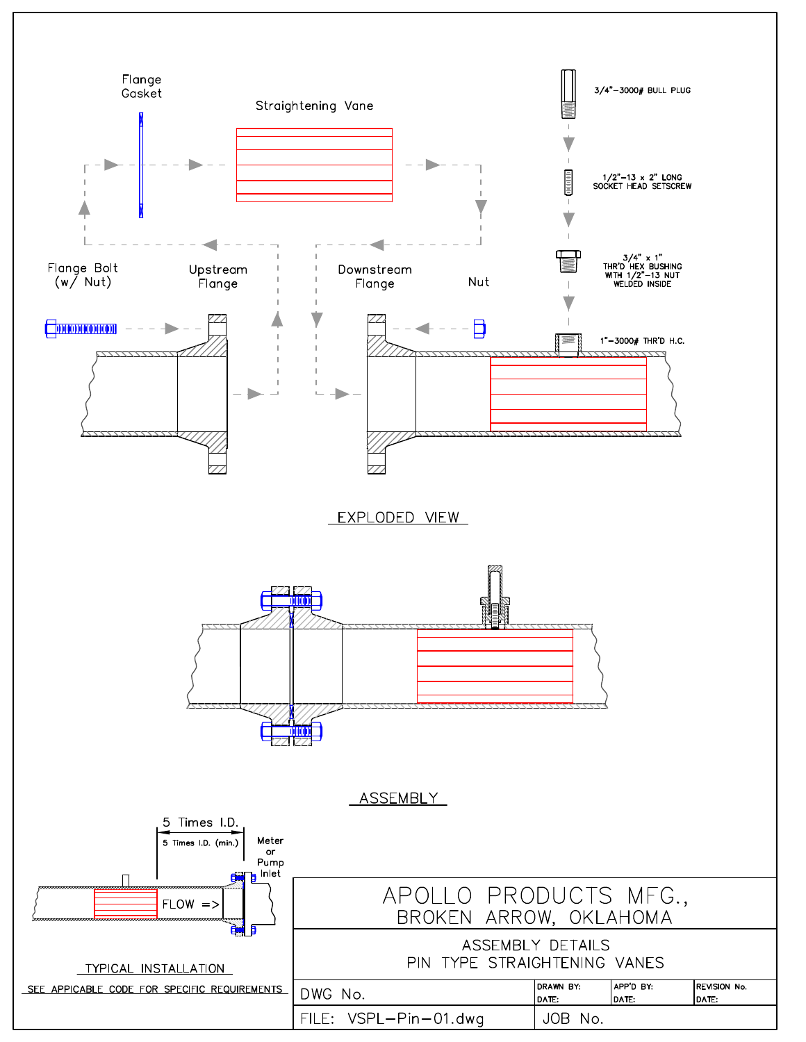Flange Gasket

Straightening Vane

3/4"–3000# BULL PLUG

1/2"–13 x 2" LONG SOCKET HEAD SETSCREW

3/4" x 1" THR'D HEX BUSHING WITH 1/2"–13 NUT WELDED INSIDE

Flange Bolt (w/ Nut)

Upstream Flange

Downstream Flange

Nut

1"–3000# THR'D H.C.

EXPLODED VIEW

ASSEMBLY

5 Times I.D.

5 Times I.D. (min.)

Meter or Pump Inlet

FLOW =>

TYPICAL INSTALLATION

SEE APPICABLE CODE FOR SPECIFIC REQUIREMENTS

# APOLLO PRODUCTS MFG., BROKEN ARROW, OKLAHOMA

## ASSEMBLY DETAILS PIN TYPE STRAIGHTENING VANES

| DWG No. | DRAWN BY: DATE: | APP'D BY: DATE: | REVISION No. DATE: |
|---|---|---|---|
| FILE: VSPL–Pin–01.dwg | JOB No. | | |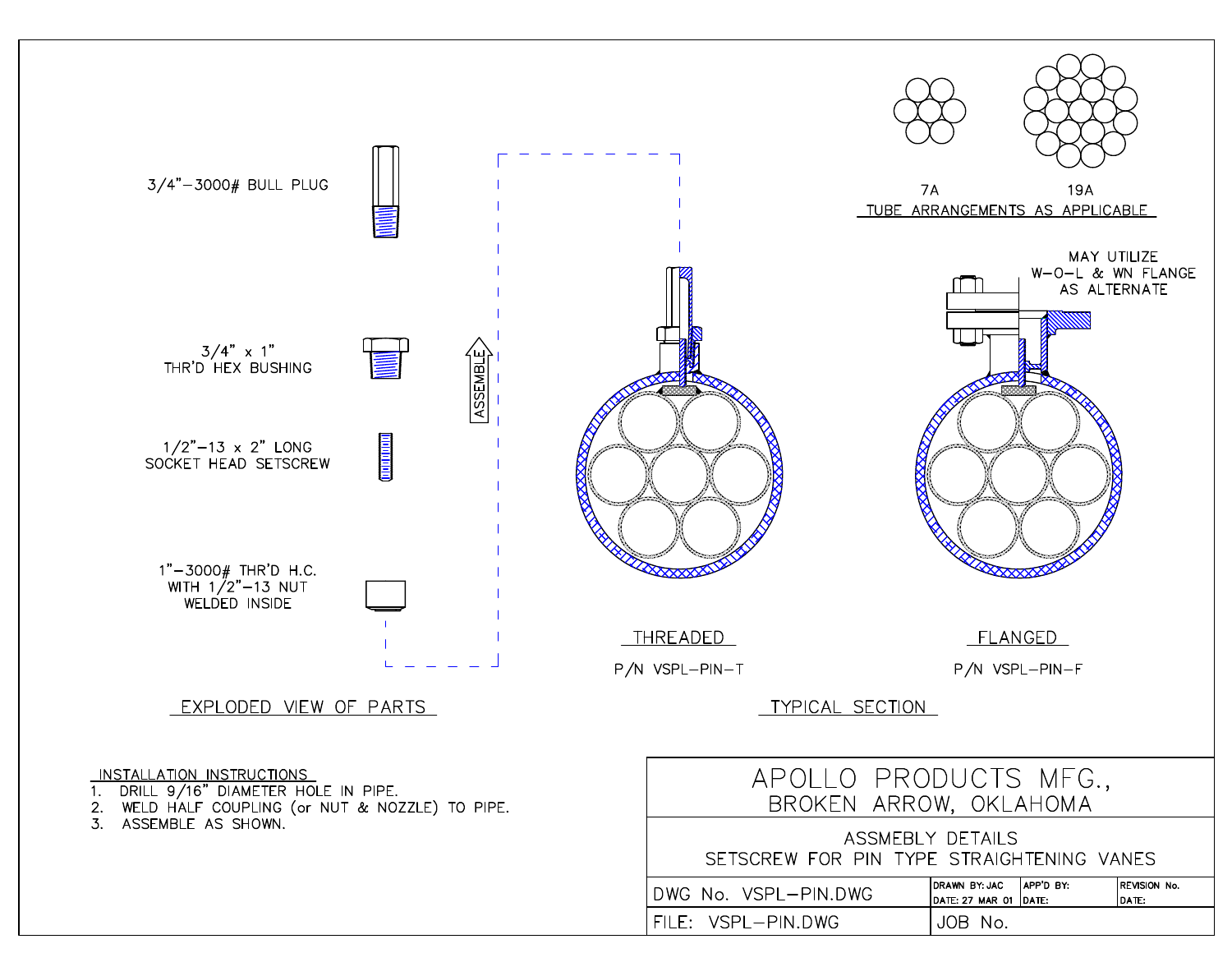3/4"–3000# BULL PLUG

3/4" x 1"
THR'D HEX BUSHING

1/2"–13 x 2" LONG
SOCKET HEAD SETSCREW

1"–3000# THR'D H.C.
WITH 1/2"–13 NUT
WELDED INSIDE

ASSEMBLE

EXPLODED VIEW OF PARTS

7A

19A

TUBE ARRANGEMENTS AS APPLICABLE

MAY UTILIZE
W-O-L & WN FLANGE
AS ALTERNATE

THREADED

P/N VSPL–PIN–T

FLANGED

P/N VSPL–PIN–F

TYPICAL SECTION

INSTALLATION INSTRUCTIONS

1. DRILL 9/16" DIAMETER HOLE IN PIPE.
2. WELD HALF COUPLING (or NUT & NOZZLE) TO PIPE.
3. ASSEMBLE AS SHOWN.

| APOLLO PRODUCTS MFG., BROKEN ARROW, OKLAHOMA | | | |
|---|---|---|---|
| ASSMEBLY DETAILS SETSCREW FOR PIN TYPE STRAIGHTENING VANES | | | |
| DWG No. VSPL–PIN.DWG | DRAWN BY: JAC DATE: 27 MAR 01 | APP'D BY: DATE: | REVISION No. DATE: |
| FILE: VSPL–PIN.DWG | JOB No. | | |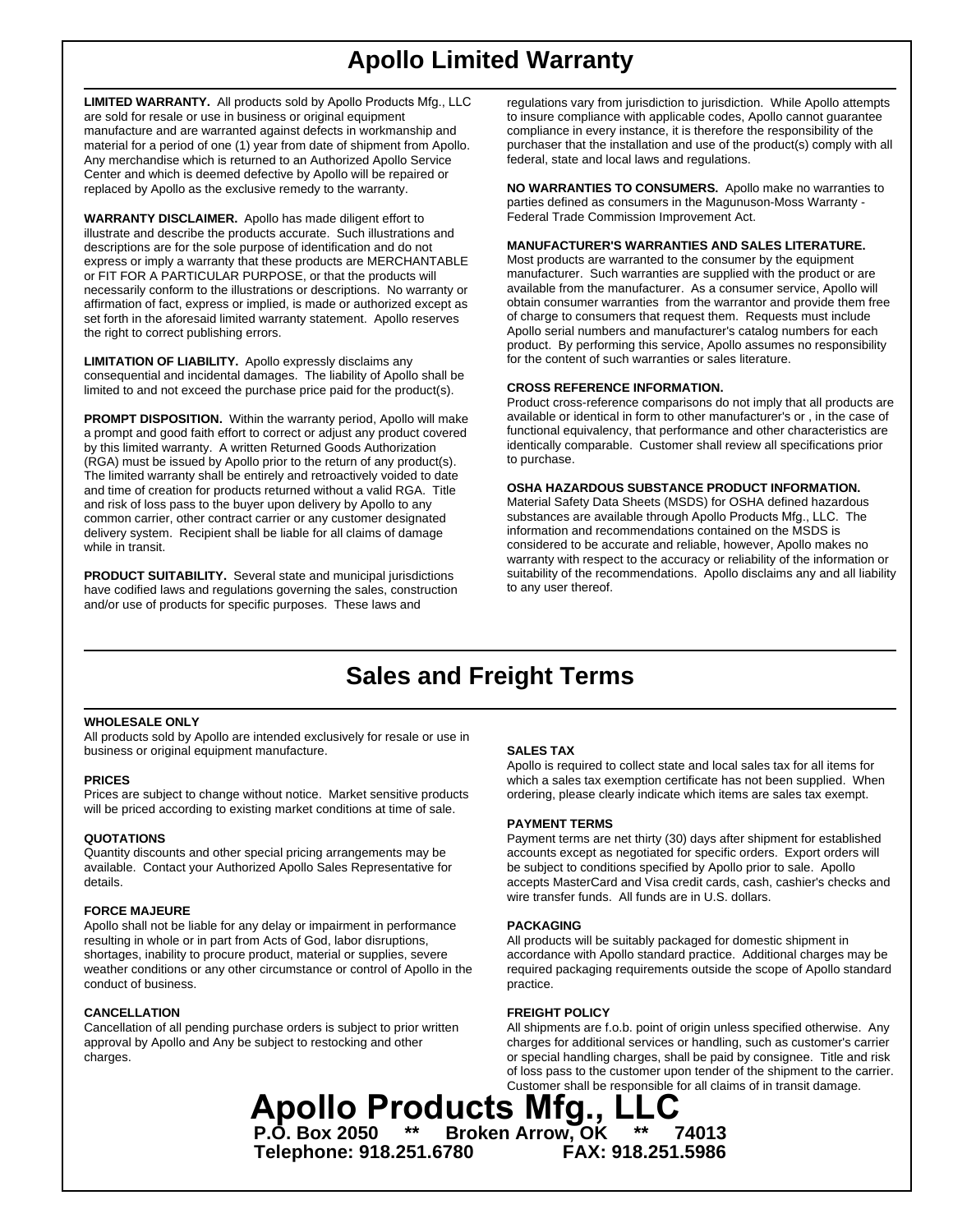# Apollo Limited Warranty

**LIMITED WARRANTY.** All products sold by Apollo Products Mfg., LLC are sold for resale or use in business or original equipment manufacture and are warranted against defects in workmanship and material for a period of one (1) year from date of shipment from Apollo. Any merchandise which is returned to an Authorized Apollo Service Center and which is deemed defective by Apollo will be repaired or replaced by Apollo as the exclusive remedy to the warranty.

**WARRANTY DISCLAIMER.** Apollo has made diligent effort to illustrate and describe the products accurate. Such illustrations and descriptions are for the sole purpose of identification and do not express or imply a warranty that these products are MERCHANTABLE or FIT FOR A PARTICULAR PURPOSE, or that the products will necessarily conform to the illustrations or descriptions. No warranty or affirmation of fact, express or implied, is made or authorized except as set forth in the aforesaid limited warranty statement. Apollo reserves the right to correct publishing errors.

**LIMITATION OF LIABILITY.** Apollo expressly disclaims any consequential and incidental damages. The liability of Apollo shall be limited to and not exceed the purchase price paid for the product(s).

**PROMPT DISPOSITION.** Within the warranty period, Apollo will make a prompt and good faith effort to correct or adjust any product covered by this limited warranty. A written Returned Goods Authorization (RGA) must be issued by Apollo prior to the return of any product(s). The limited warranty shall be entirely and retroactively voided to date and time of creation for products returned without a valid RGA. Title and risk of loss pass to the buyer upon delivery by Apollo to any common carrier, other contract carrier or any customer designated delivery system. Recipient shall be liable for all claims of damage while in transit.

**PRODUCT SUITABILITY.** Several state and municipal jurisdictions have codified laws and regulations governing the sales, construction and/or use of products for specific purposes. These laws and regulations vary from jurisdiction to jurisdiction. While Apollo attempts to insure compliance with applicable codes, Apollo cannot guarantee compliance in every instance, it is therefore the responsibility of the purchaser that the installation and use of the product(s) comply with all federal, state and local laws and regulations.

**NO WARRANTIES TO CONSUMERS.** Apollo make no warranties to parties defined as consumers in the Magunuson-Moss Warranty - Federal Trade Commission Improvement Act.

**MANUFACTURER'S WARRANTIES AND SALES LITERATURE.**
Most products are warranted to the consumer by the equipment manufacturer. Such warranties are supplied with the product or are available from the manufacturer. As a consumer service, Apollo will obtain consumer warranties from the warrantor and provide them free of charge to consumers that request them. Requests must include Apollo serial numbers and manufacturer's catalog numbers for each product. By performing this service, Apollo assumes no responsibility for the content of such warranties or sales literature.

**CROSS REFERENCE INFORMATION.**
Product cross-reference comparisons do not imply that all products are available or identical in form to other manufacturer's or , in the case of functional equivalency, that performance and other characteristics are identically comparable. Customer shall review all specifications prior to purchase.

**OSHA HAZARDOUS SUBSTANCE PRODUCT INFORMATION.**
Material Safety Data Sheets (MSDS) for OSHA defined hazardous substances are available through Apollo Products Mfg., LLC. The information and recommendations contained on the MSDS is considered to be accurate and reliable, however, Apollo makes no warranty with respect to the accuracy or reliability of the information or suitability of the recommendations. Apollo disclaims any and all liability to any user thereof.

# Sales and Freight Terms

**WHOLESALE ONLY**
All products sold by Apollo are intended exclusively for resale or use in business or original equipment manufacture.

**PRICES**
Prices are subject to change without notice. Market sensitive products will be priced according to existing market conditions at time of sale.

**QUOTATIONS**
Quantity discounts and other special pricing arrangements may be available. Contact your Authorized Apollo Sales Representative for details.

**FORCE MAJEURE**
Apollo shall not be liable for any delay or impairment in performance resulting in whole or in part from Acts of God, labor disruptions, shortages, inability to procure product, material or supplies, severe weather conditions or any other circumstance or control of Apollo in the conduct of business.

**CANCELLATION**
Cancellation of all pending purchase orders is subject to prior written approval by Apollo and Any be subject to restocking and other charges.

**SALES TAX**
Apollo is required to collect state and local sales tax for all items for which a sales tax exemption certificate has not been supplied. When ordering, please clearly indicate which items are sales tax exempt.

**PAYMENT TERMS**
Payment terms are net thirty (30) days after shipment for established accounts except as negotiated for specific orders. Export orders will be subject to conditions specified by Apollo prior to sale. Apollo accepts MasterCard and Visa credit cards, cash, cashier's checks and wire transfer funds. All funds are in U.S. dollars.

**PACKAGING**
All products will be suitably packaged for domestic shipment in accordance with Apollo standard practice. Additional charges may be required packaging requirements outside the scope of Apollo standard practice.

**FREIGHT POLICY**
All shipments are f.o.b. point of origin unless specified otherwise. Any charges for additional services or handling, such as customer's carrier or special handling charges, shall be paid by consignee. Title and risk of loss pass to the customer upon tender of the shipment to the carrier. Customer shall be responsible for all claims of in transit damage.

**Apollo Products Mfg., LLC**
**P.O. Box 2050 ** Broken Arrow, OK ** 74013**
**Telephone: 918.251.6780 FAX: 918.251.5986**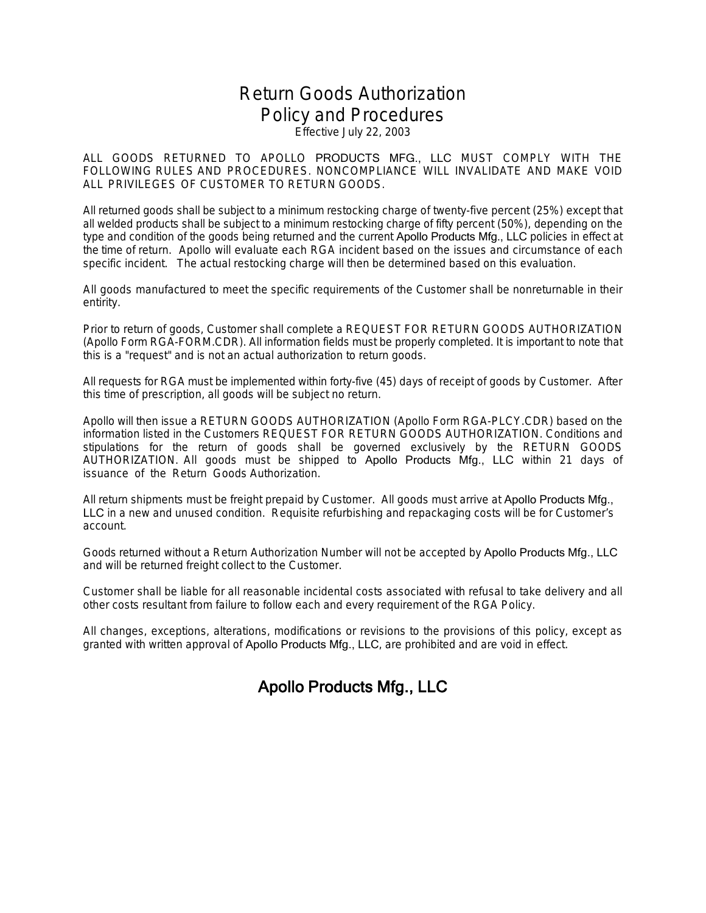# Return Goods Authorization Policy and Procedures

Effective July 22, 2003

ALL GOODS RETURNED TO APOLLO PRODUCTS MFG., LLC MUST COMPLY WITH THE FOLLOWING RULES AND PROCEDURES. NONCOMPLIANCE WILL INVALIDATE AND MAKE VOID ALL PRIVILEGES OF CUSTOMER TO RETURN GOODS.

All returned goods shall be subject to a minimum restocking charge of twenty-five percent (25%) except that all welded products shall be subject to a minimum restocking charge of fifty percent (50%), depending on the type and condition of the goods being returned and the current Apollo Products Mfg., LLC policies in effect at the time of return. Apollo will evaluate each RGA incident based on the issues and circumstance of each specific incident. The actual restocking charge will then be determined based on this evaluation.

All goods manufactured to meet the specific requirements of the Customer shall be nonreturnable in their entirity.

Prior to return of goods, Customer shall complete a REQUEST FOR RETURN GOODS AUTHORIZATION (Apollo Form RGA-FORM.CDR). All information fields must be properly completed. It is important to note that this is a "request" and is not an actual authorization to return goods.

All requests for RGA must be implemented within forty-five (45) days of receipt of goods by Customer. After this time of prescription, all goods will be subject no return.

Apollo will then issue a RETURN GOODS AUTHORIZATION (Apollo Form RGA-PLCY.CDR) based on the information listed in the Customers REQUEST FOR RETURN GOODS AUTHORIZATION. Conditions and stipulations for the return of goods shall be governed exclusively by the RETURN GOODS AUTHORIZATION. All goods must be shipped to Apollo Products Mfg., LLC within 21 days of issuance of the Return Goods Authorization.

All return shipments must be freight prepaid by Customer. All goods must arrive at Apollo Products Mfg., LLC in a new and unused condition. Requisite refurbishing and repackaging costs will be for Customer's account.

Goods returned without a Return Authorization Number will not be accepted by Apollo Products Mfg., LLC and will be returned freight collect to the Customer.

Customer shall be liable for all reasonable incidental costs associated with refusal to take delivery and all other costs resultant from failure to follow each and every requirement of the RGA Policy.

All changes, exceptions, alterations, modifications or revisions to the provisions of this policy, except as granted with written approval of Apollo Products Mfg., LLC, are prohibited and are void in effect.

**Apollo Products Mfg., LLC**